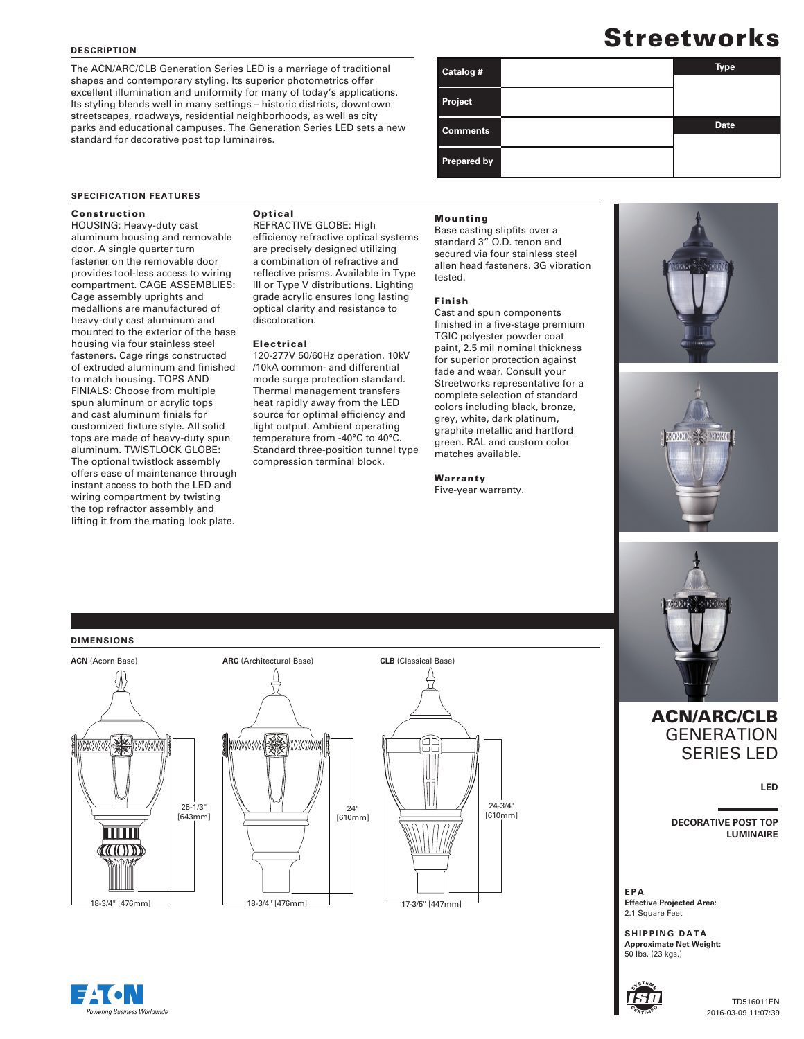# Streetworks

## DESCRIPTION

The ACN/ARC/CLB Generation Series LED is a marriage of traditional shapes and contemporary styling. Its superior photometrics offer excellent illumination and uniformity for many of today's applications. Its styling blends well in many settings – historic districts, downtown streetscapes, roadways, residential neighborhoods, as well as city parks and educational campuses. The Generation Series LED sets a new standard for decorative post top luminaires.

| Catalog # | | Type |
|---|---|---|
| Project | | |
| Comments | | Date |
| Prepared by | | |

## SPECIFICATION FEATURES

### Construction

HOUSING: Heavy-duty cast aluminum housing and removable door. A single quarter turn fastener on the removable door provides tool-less access to wiring compartment. CAGE ASSEMBLIES: Cage assembly uprights and medallions are manufactured of heavy-duty cast aluminum and mounted to the exterior of the base housing via four stainless steel fasteners. Cage rings constructed of extruded aluminum and finished to match housing. TOPS AND FINIALS: Choose from multiple spun aluminum or acrylic tops and cast aluminum finials for customized fixture style. All solid tops are made of heavy-duty spun aluminum. TWISTLOCK GLOBE: The optional twistlock assembly offers ease of maintenance through instant access to both the LED and wiring compartment by twisting the top refractor assembly and lifting it from the mating lock plate.

### Optical

REFRACTIVE GLOBE: High efficiency refractive optical systems are precisely designed utilizing a combination of refractive and reflective prisms. Available in Type III or Type V distributions. Lighting grade acrylic ensures long lasting optical clarity and resistance to discoloration.

### Electrical

120-277V 50/60Hz operation. 10kV /10kA common- and differential mode surge protection standard. Thermal management transfers heat rapidly away from the LED source for optimal efficiency and light output. Ambient operating temperature from -40°C to 40°C. Standard three-position tunnel type compression terminal block.

### Mounting

Base casting slipfits over a standard 3" O.D. tenon and secured via four stainless steel allen head fasteners. 3G vibration tested.

### Finish

Cast and spun components finished in a five-stage premium TGIC polyester powder coat paint, 2.5 mil nominal thickness for superior protection against fade and wear. Consult your Streetworks representative for a complete selection of standard colors including black, bronze, grey, white, dark platinum, graphite metallic and hartford green. RAL and custom color matches available.

### Warranty

Five-year warranty.

## DIMENSIONS

**ACN** (Acorn Base)

25-1/3" [643mm]

18-3/4" [476mm]

**ARC** (Architectural Base)

24" [610mm]

18-3/4" [476mm]

**CLB** (Classical Base)

24-3/4" [610mm]

17-3/5" [447mm]

# ACN/ARC/CLB GENERATION SERIES LED

**LED**

**DECORATIVE POST TOP LUMINAIRE**

**EPA**

**Effective Projected Area:**
2.1 Square Feet

**SHIPPING DATA**

**Approximate Net Weight:**
50 lbs. (23 kgs.)

EATON
*Powering Business Worldwide*

TD516011EN
2016-03-09 11:07:39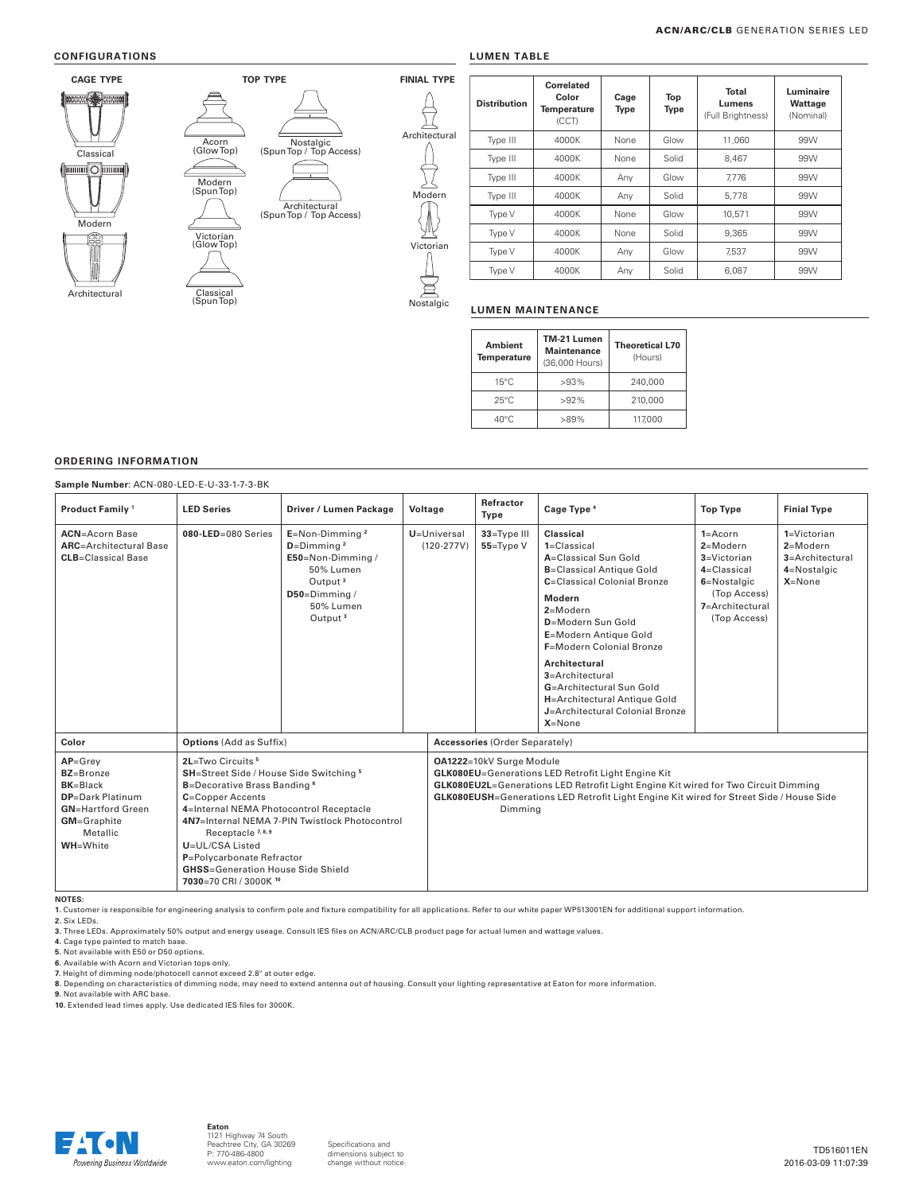## CONFIGURATIONS

**CAGE TYPE**

Classical

Modern

Architectural

**TOP TYPE**

Acorn (Glow Top)

Nostalgic (Spun Top / Top Access)

Modern (Spun Top)

Architectural (Spun Top / Top Access)

Victorian (Glow Top)

Classical (Spun Top)

**FINIAL TYPE**

Architectural

Modern

Victorian

Nostalgic

## LUMEN TABLE

| Distribution | Correlated Color Temperature (CCT) | Cage Type | Top Type | Total Lumens (Full Brightness) | Luminaire Wattage (Nominal) |
|---|---|---|---|---|---|
| Type III | 4000K | None | Glow | 11,060 | 99W |
| Type III | 4000K | None | Solid | 8,467 | 99W |
| Type III | 4000K | Any | Glow | 7,776 | 99W |
| Type III | 4000K | Any | Solid | 5,778 | 99W |
| Type V | 4000K | None | Glow | 10,571 | 99W |
| Type V | 4000K | None | Solid | 9,365 | 99W |
| Type V | 4000K | Any | Glow | 7,537 | 99W |
| Type V | 4000K | Any | Solid | 6,087 | 99W |

## LUMEN MAINTENANCE

| Ambient Temperature | TM-21 Lumen Maintenance (36,000 Hours) | Theoretical L70 (Hours) |
|---|---|---|
| 15°C | >93% | 240,000 |
| 25°C | >92% | 210,000 |
| 40°C | >89% | 117,000 |

## ORDERING INFORMATION

**Sample Number**: ACN-080-LED-E-U-33-1-7-3-BK

| Product Family [1] | LED Series | Driver / Lumen Package | Voltage | Refractor Type | Cage Type [4] | Top Type | Finial Type |
|---|---|---|---|---|---|---|---|
| **ACN**=Acorn Base<br>**ARC**=Architectural Base<br>**CLB**=Classical Base | **080-LED**=080 Series | **E**=Non-Dimming [2]<br>**D**=Dimming [2]<br>**E50**=Non-Dimming / 50% Lumen Output [3]<br>**D50**=Dimming / 50% Lumen Output [3] | **U**=Universal (120-277V) | **33**=Type III<br>**55**=Type V | **Classical**<br>**1**=Classical<br>**A**=Classical Sun Gold<br>**B**=Classical Antique Gold<br>**C**=Classical Colonial Bronze<br>**Modern**<br>**2**=Modern<br>**D**=Modern Sun Gold<br>**E**=Modern Antique Gold<br>**F**=Modern Colonial Bronze<br>**Architectural**<br>**3**=Architectural<br>**G**=Architectural Sun Gold<br>**H**=Architectural Antique Gold<br>**J**=Architectural Colonial Bronze<br>**X**=None | **1**=Acorn<br>**2**=Modern<br>**3**=Victorian<br>**4**=Classical<br>**6**=Nostalgic (Top Access)<br>**7**=Architectural (Top Access) | **1**=Victorian<br>**2**=Modern<br>**3**=Architectural<br>**4**=Nostalgic<br>**X**=None |

| Color | Options (Add as Suffix) | Accessories (Order Separately) |
|---|---|---|
| **AP**=Grey<br>**BZ**=Bronze<br>**BK**=Black<br>**DP**=Dark Platinum<br>**GN**=Hartford Green<br>**GM**=Graphite Metallic<br>**WH**=White | **2L**=Two Circuits [5]<br>**SH**=Street Side / House Side Switching [5]<br>**B**=Decorative Brass Banding [6]<br>**C**=Copper Accents<br>**4**=Internal NEMA Photocontrol Receptacle<br>**4N7**=Internal NEMA 7-PIN Twistlock Photocontrol Receptacle [7, 8, 9]<br>**U**=UL/CSA Listed<br>**P**=Polycarbonate Refractor<br>**GHSS**=Generation House Side Shield<br>**7030**=70 CRI / 3000K [10] | **OA1222**=10kV Surge Module<br>**GLK080EU**=Generations LED Retrofit Light Engine Kit<br>**GLK080EU2L**=Generations LED Retrofit Light Engine Kit wired for Two Circuit Dimming<br>**GLK080EUSH**=Generations LED Retrofit Light Engine Kit wired for Street Side / House Side Dimming |

**NOTES:**

**1.** Customer is responsible for engineering analysis to confirm pole and fixture compatibility for all applications. Refer to our white paper WP513001EN for additional support information.
**2.** Six LEDs.
**3.** Three LEDs. Approximately 50% output and energy useage. Consult IES files on ACN/ARC/CLB product page for actual lumen and wattage values.
**4.** Cage type painted to match base.
**5.** Not available with E50 or D50 options.
**6.** Available with Acorn and Victorian tops only.
**7.** Height of dimming node/photocell cannot exceed 2.8" at outer edge.
**8.** Depending on characteristics of dimming node, may need to extend antenna out of housing. Consult your lighting representative at Eaton for more information.
**9.** Not available with ARC base.
**10.** Extended lead times apply. Use dedicated IES files for 3000K.

**Eaton**
1121 Highway 74 South
Peachtree City, GA 30269
P: 770-486-4800
www.eaton.com/lighting

Specifications and dimensions subject to change without notice.

TD516011EN
2016-03-09 11:07:39